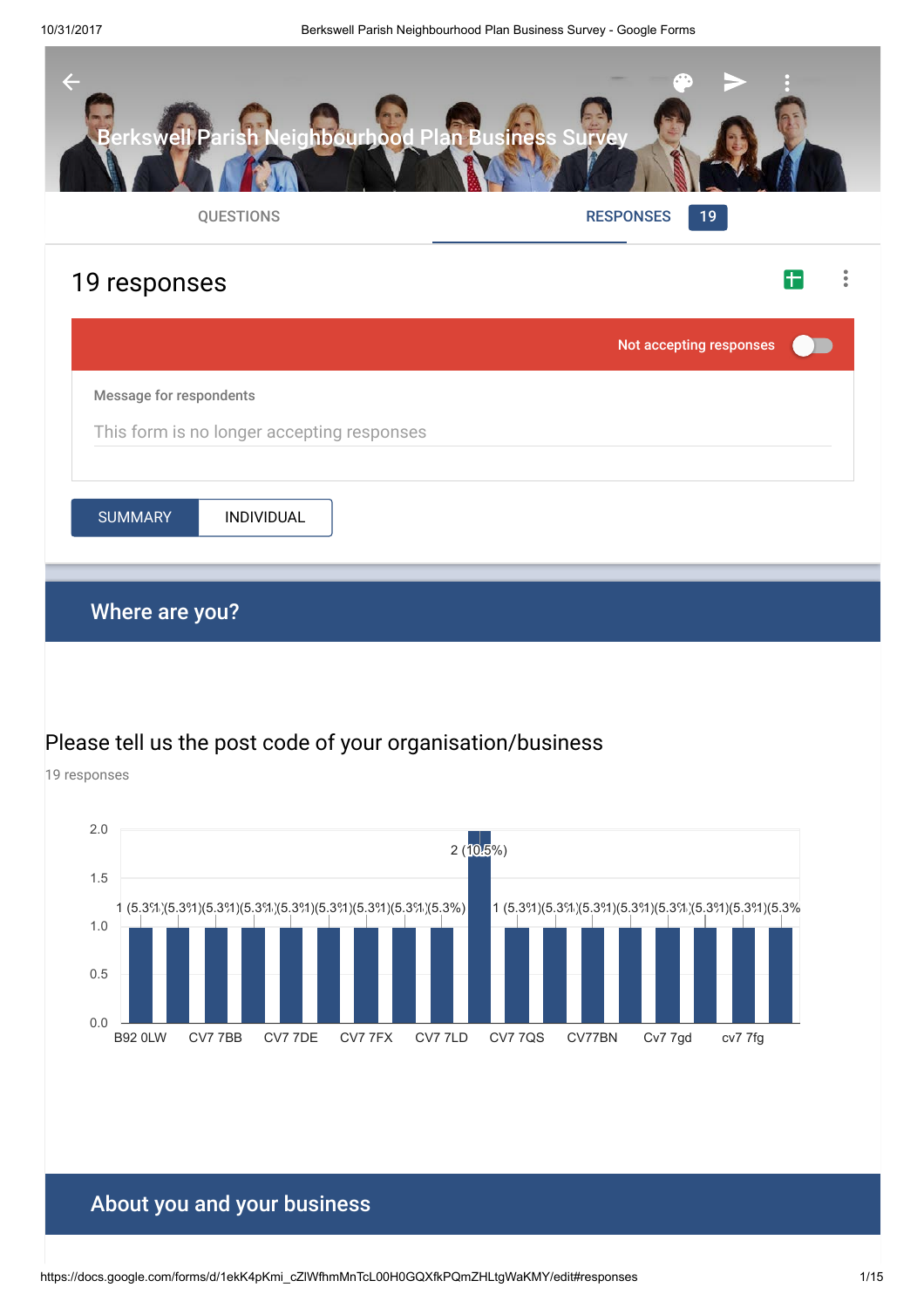# Berkswell Parish Neighbourhood Plan Business Survey

QUESTIONS | RESPONSES 19

## 19 responses

Not accepting responses

Message for respondents

This form is no longer accepting responses

SUMMARY | INDIVIDUAL

## Where are you?

### Please tell us the post code of your organisation/business

19 responses

| Post code | Count |
| --- | --- |
| B92 0LW | 1 (5.3%) |
| CV7 7BB | 1 (5.3%) |
| CV7 7DE | 1 (5.3%) |
| CV7 7FX | 1 (5.3%) |
| CV7 7LD | 1 (5.3%) |
| CV7 7QS | 1 (5.3%) |
| CV77BN | 1 (5.3%) |
| Cv7 7gd | 1 (5.3%) |
| cv7 7fg | 1 (5.3%) |

Note: the chart shows 18 bars in total, of which one bar is 2 (10.5%) and the remaining 17 are each 1 (5.3%). Only the nine labels above are shown on the x-axis, so the remaining bars, including the 2 (10.5%) bar, cannot be matched to a post code.

## About you and your business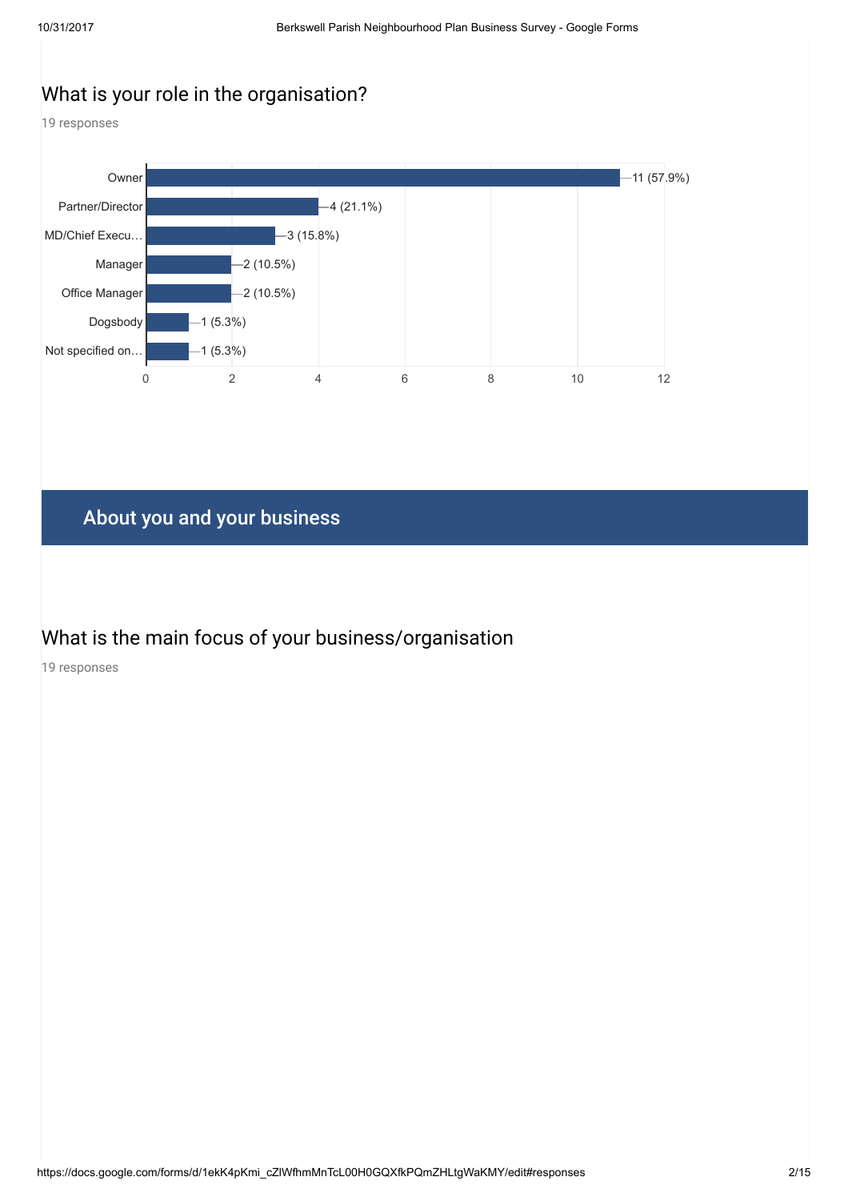## What is your role in the organisation?

19 responses

| Role | Responses |
|---|---|
| Owner | 11 (57.9%) |
| Partner/Director | 4 (21.1%) |
| MD/Chief Execu… | 3 (15.8%) |
| Manager | 2 (10.5%) |
| Office Manager | 2 (10.5%) |
| Dogsbody | 1 (5.3%) |
| Not specified on… | 1 (5.3%) |

# About you and your business

## What is the main focus of your business/organisation

19 responses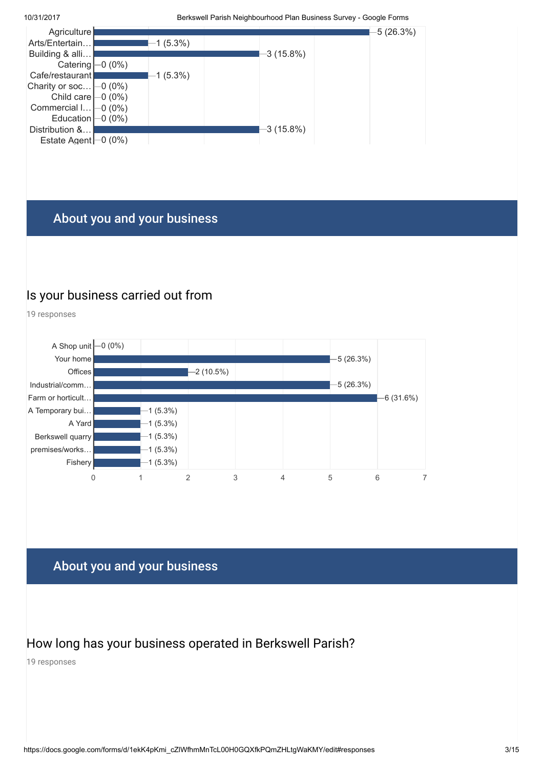| Category | Responses |
|---|---|
| Agriculture | 5 (26.3%) |
| Arts/Entertain… | 1 (5.3%) |
| Building & alli… | 3 (15.8%) |
| Catering | 0 (0%) |
| Cafe/restaurant | 1 (5.3%) |
| Charity or soc… | 0 (0%) |
| Child care | 0 (0%) |
| Commercial l… | 0 (0%) |
| Education | 0 (0%) |
| Distribution &… | 3 (15.8%) |
| Estate Agent | 0 (0%) |

## About you and your business

### Is your business carried out from

19 responses

| Location | Responses |
|---|---|
| A Shop unit | 0 (0%) |
| Your home | 5 (26.3%) |
| Offices | 2 (10.5%) |
| Industrial/comm… | 5 (26.3%) |
| Farm or horticult… | 6 (31.6%) |
| A Temporary bui… | 1 (5.3%) |
| A Yard | 1 (5.3%) |
| Berkswell quarry | 1 (5.3%) |
| premises/works… | 1 (5.3%) |
| Fishery | 1 (5.3%) |

## About you and your business

### How long has your business operated in Berkswell Parish?

19 responses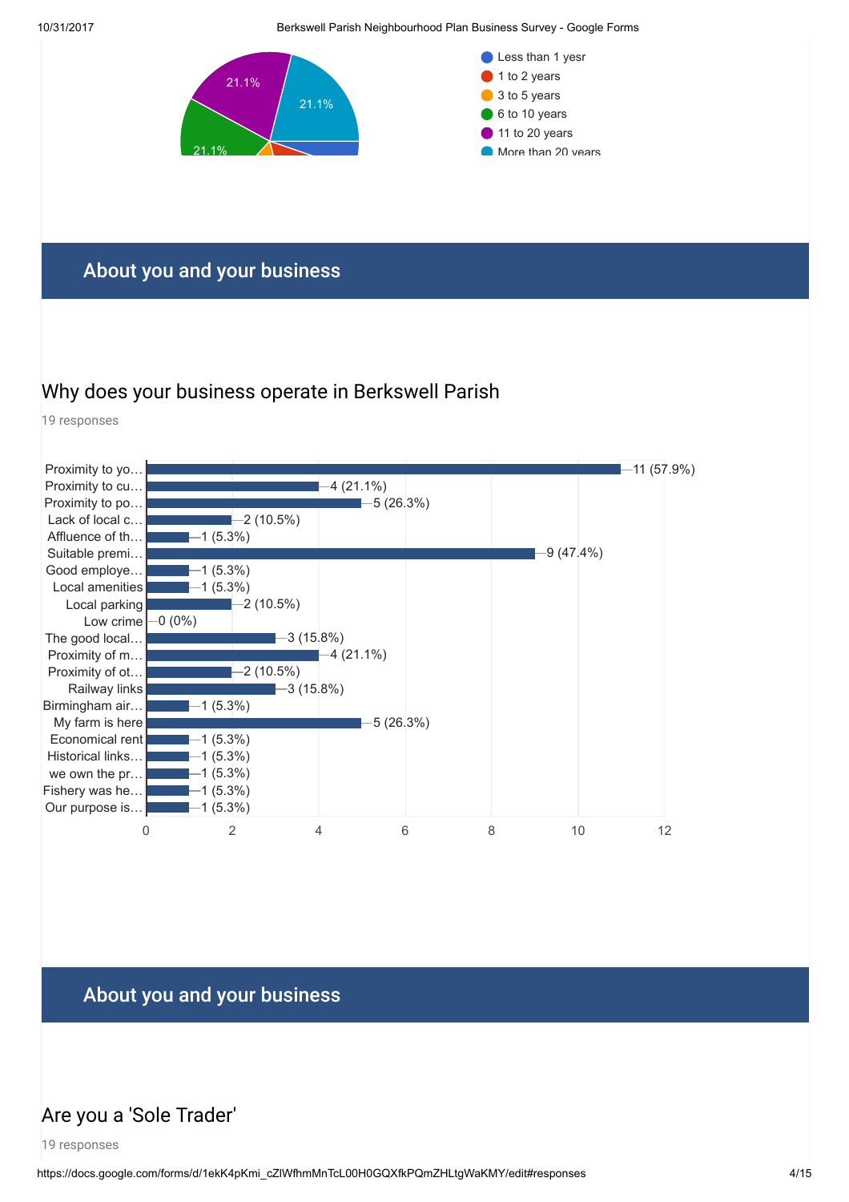- Less than 1 yesr
- 1 to 2 years
- 3 to 5 years
- 6 to 10 years
- 11 to 20 years
- More than 20 years

21.1%
21.1%
21.1%

## About you and your business

### Why does your business operate in Berkswell Parish

19 responses

| Reason | Responses |
| --- | --- |
| Proximity to yo… | 11 (57.9%) |
| Proximity to cu… | 4 (21.1%) |
| Proximity to po… | 5 (26.3%) |
| Lack of local c… | 2 (10.5%) |
| Affluence of th… | 1 (5.3%) |
| Suitable premi… | 9 (47.4%) |
| Good employe… | 1 (5.3%) |
| Local amenities | 1 (5.3%) |
| Local parking | 2 (10.5%) |
| Low crime | 0 (0%) |
| The good local… | 3 (15.8%) |
| Proximity of m… | 4 (21.1%) |
| Proximity of ot… | 2 (10.5%) |
| Railway links | 3 (15.8%) |
| Birmingham air… | 1 (5.3%) |
| My farm is here | 5 (26.3%) |
| Economical rent | 1 (5.3%) |
| Historical links… | 1 (5.3%) |
| we own the pr… | 1 (5.3%) |
| Fishery was he… | 1 (5.3%) |
| Our purpose is… | 1 (5.3%) |

## About you and your business

### Are you a 'Sole Trader'

19 responses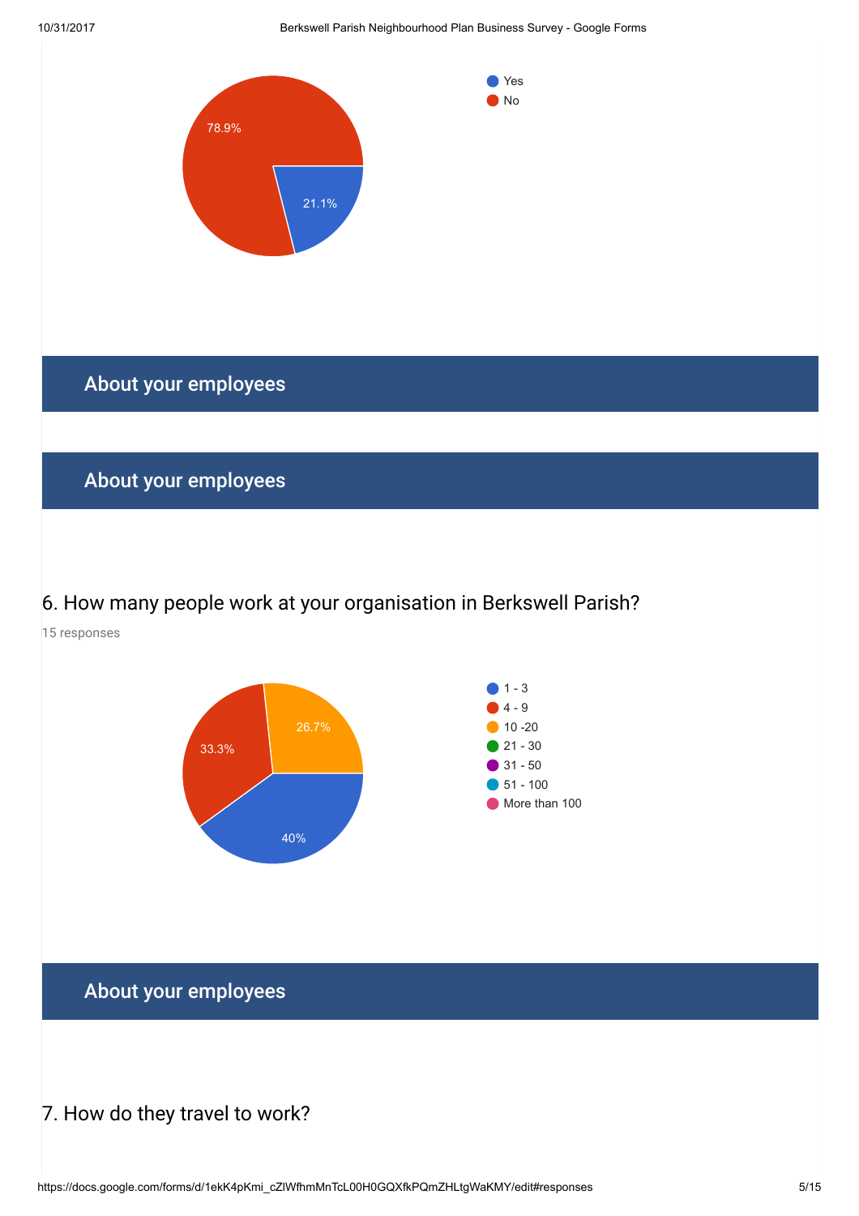- Yes: 21.1%
- No: 78.9%

## About your employees

## About your employees

### 6. How many people work at your organisation in Berkswell Parish?

15 responses

- 1 - 3: 40%
- 4 - 9: 33.3%
- 10 -20: 26.7%
- 21 - 30
- 31 - 50
- 51 - 100
- More than 100

## About your employees

### 7. How do they travel to work?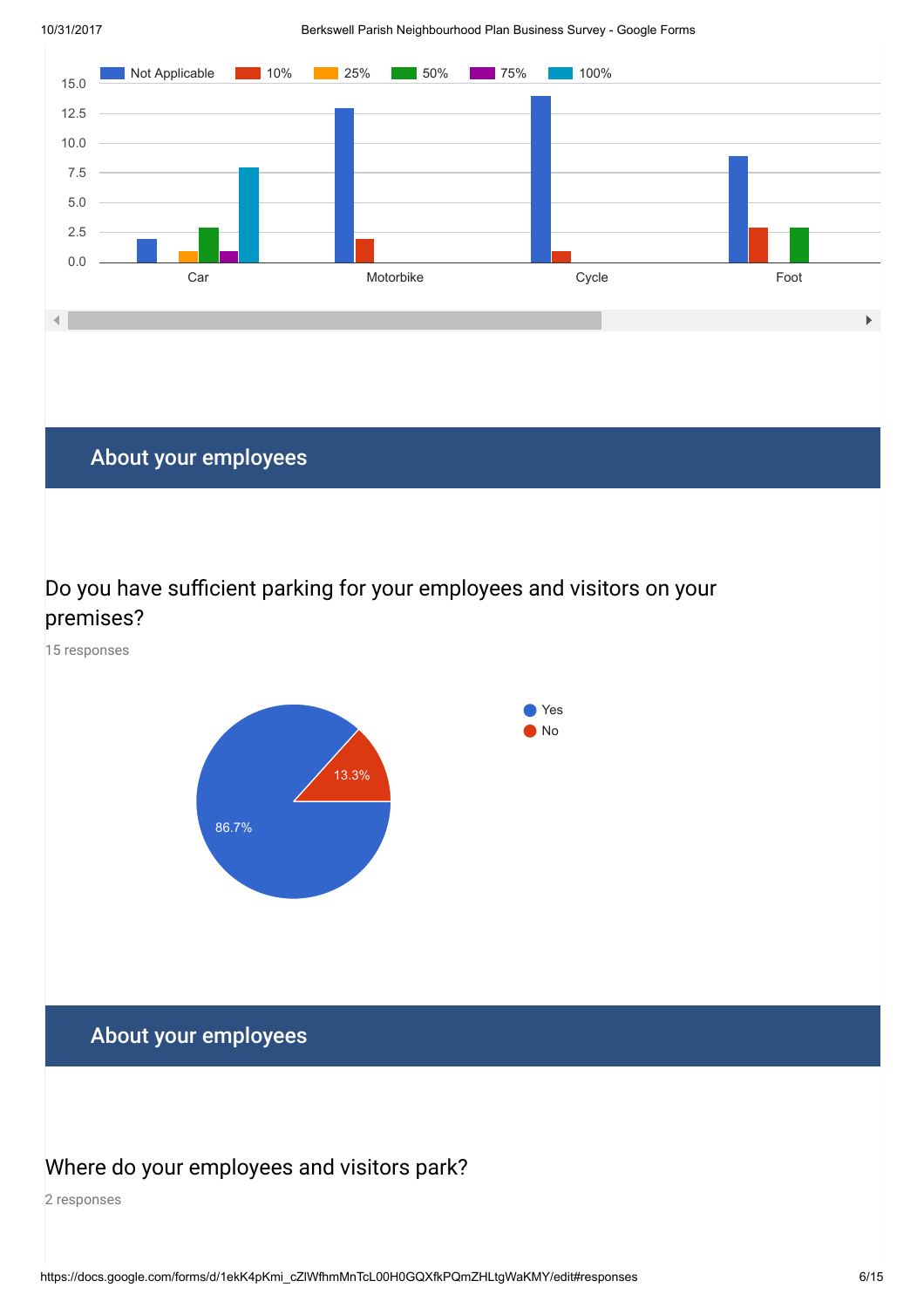## About your employees

### Do you have sufficient parking for your employees and visitors on your premises?

15 responses

- Yes: 86.7%
- No: 13.3%

## About your employees

### Where do your employees and visitors park?

2 responses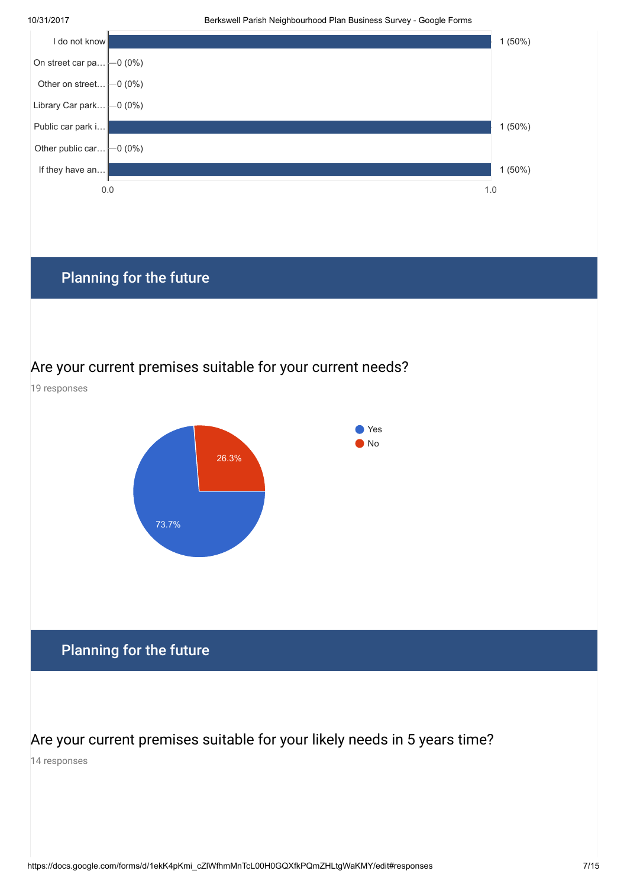| Option | Count |
| --- | --- |
| I do not know | 1 (50%) |
| On street car pa… | 0 (0%) |
| Other on street… | 0 (0%) |
| Library Car park… | 0 (0%) |
| Public car park i… | 1 (50%) |
| Other public car… | 0 (0%) |
| If they have an… | 1 (50%) |

## Planning for the future

### Are your current premises suitable for your current needs?

19 responses

| Response | Percentage |
| --- | --- |
| Yes | 73.7% |
| No | 26.3% |

## Planning for the future

### Are your current premises suitable for your likely needs in 5 years time?

14 responses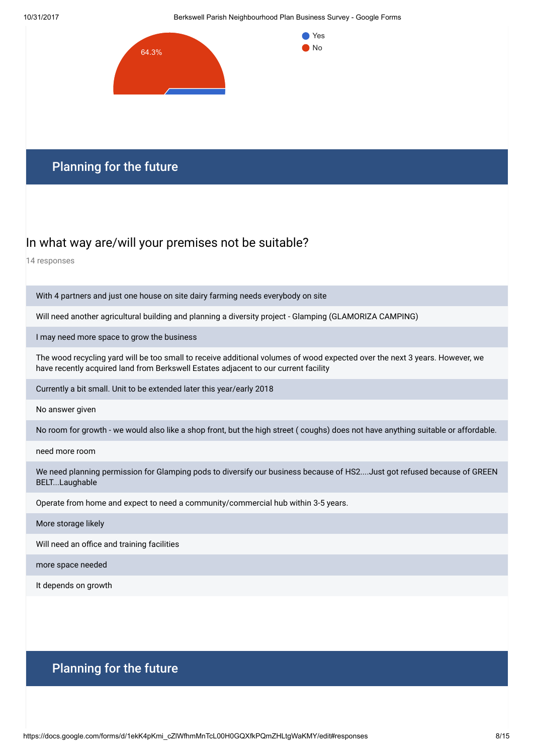64.3%

- Yes
- No

## Planning for the future

### In what way are/will your premises not be suitable?

14 responses

- With 4 partners and just one house on site dairy farming needs everybody on site
- Will need another agricultural building and planning a diversity project - Glamping (GLAMORIZA CAMPING)
- I may need more space to grow the business
- The wood recycling yard will be too small to receive additional volumes of wood expected over the next 3 years. However, we have recently acquired land from Berkswell Estates adjacent to our current facility
- Currently a bit small. Unit to be extended later this year/early 2018
- No answer given
- No room for growth - we would also like a shop front, but the high street ( coughs) does not have anything suitable or affordable.
- need more room
- We need planning permission for Glamping pods to diversify our business because of HS2....Just got refused because of GREEN BELT...Laughable
- Operate from home and expect to need a community/commercial hub within 3-5 years.
- More storage likely
- Will need an office and training facilities
- more space needed
- It depends on growth

## Planning for the future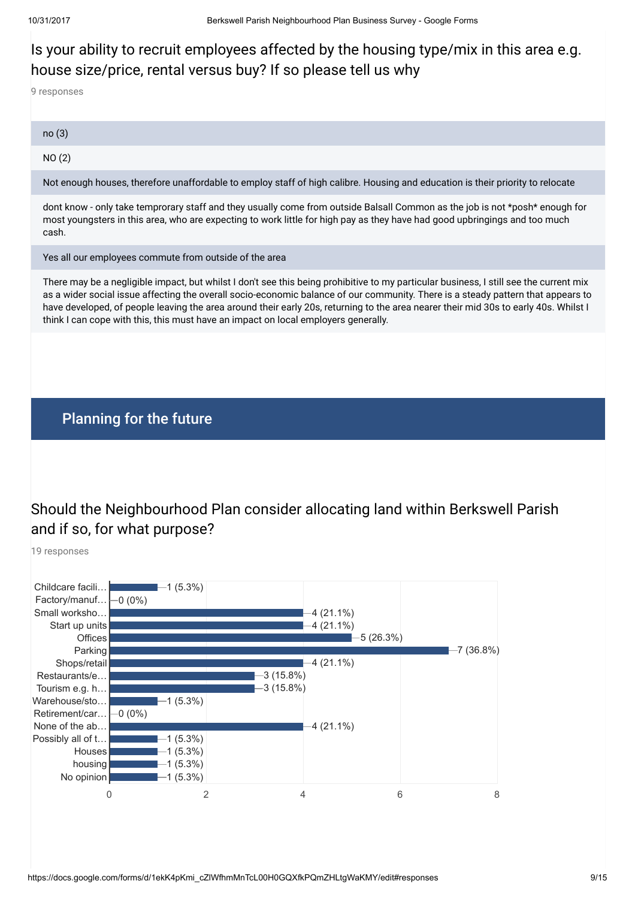## Is your ability to recruit employees affected by the housing type/mix in this area e.g. house size/price, rental versus buy? If so please tell us why

9 responses

no (3)

NO (2)

Not enough houses, therefore unaffordable to employ staff of high calibre. Housing and education is their priority to relocate

dont know - only take temprorary staff and they usually come from outside Balsall Common as the job is not *posh* enough for most youngsters in this area, who are expecting to work little for high pay as they have had good upbringings and too much cash.

Yes all our employees commute from outside of the area

There may be a negligible impact, but whilst I don't see this being prohibitive to my particular business, I still see the current mix as a wider social issue affecting the overall socio-economic balance of our community. There is a steady pattern that appears to have developed, of people leaving the area around their early 20s, returning to the area nearer their mid 30s to early 40s. Whilst I think I can cope with this, this must have an impact on local employers generally.

# Planning for the future

## Should the Neighbourhood Plan consider allocating land within Berkswell Parish and if so, for what purpose?

19 responses

| Option | Responses |
| --- | --- |
| Childcare facili… | 1 (5.3%) |
| Factory/manuf… | 0 (0%) |
| Small worksho… | 4 (21.1%) |
| Start up units | 4 (21.1%) |
| Offices | 5 (26.3%) |
| Parking | 7 (36.8%) |
| Shops/retail | 4 (21.1%) |
| Restaurants/e… | 3 (15.8%) |
| Tourism e.g. h… | 3 (15.8%) |
| Warehouse/sto… | 1 (5.3%) |
| Retirement/car… | 0 (0%) |
| None of the ab… | 4 (21.1%) |
| Possibly all of t… | 1 (5.3%) |
| Houses | 1 (5.3%) |
| housing | 1 (5.3%) |
| No opinion | 1 (5.3%) |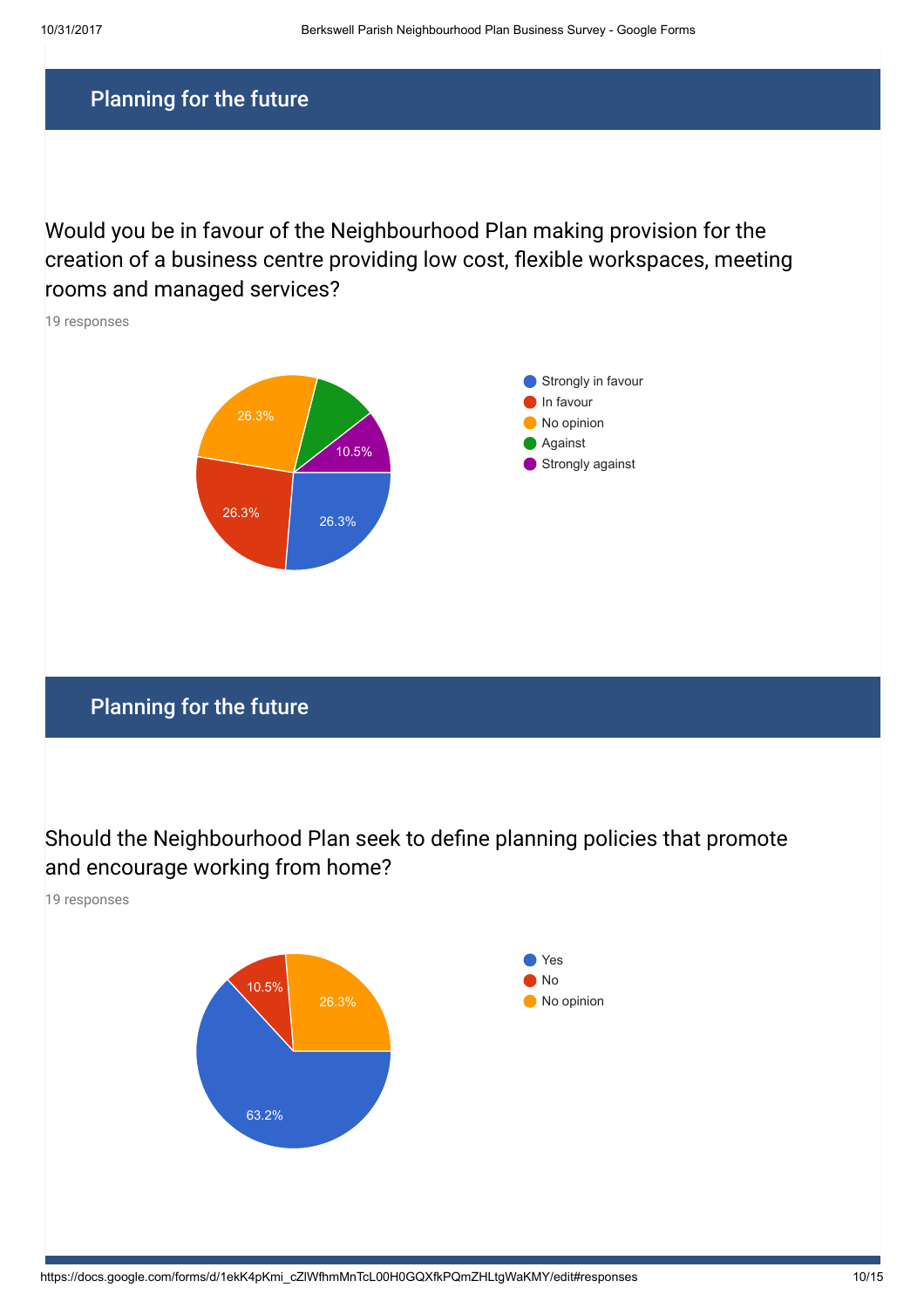## Planning for the future

Would you be in favour of the Neighbourhood Plan making provision for the creation of a business centre providing low cost, flexible workspaces, meeting rooms and managed services?

19 responses

- Strongly in favour: 26.3%
- In favour: 26.3%
- No opinion: 26.3%
- Against
- Strongly against: 10.5%

## Planning for the future

Should the Neighbourhood Plan seek to define planning policies that promote and encourage working from home?

19 responses

- Yes: 63.2%
- No: 10.5%
- No opinion: 26.3%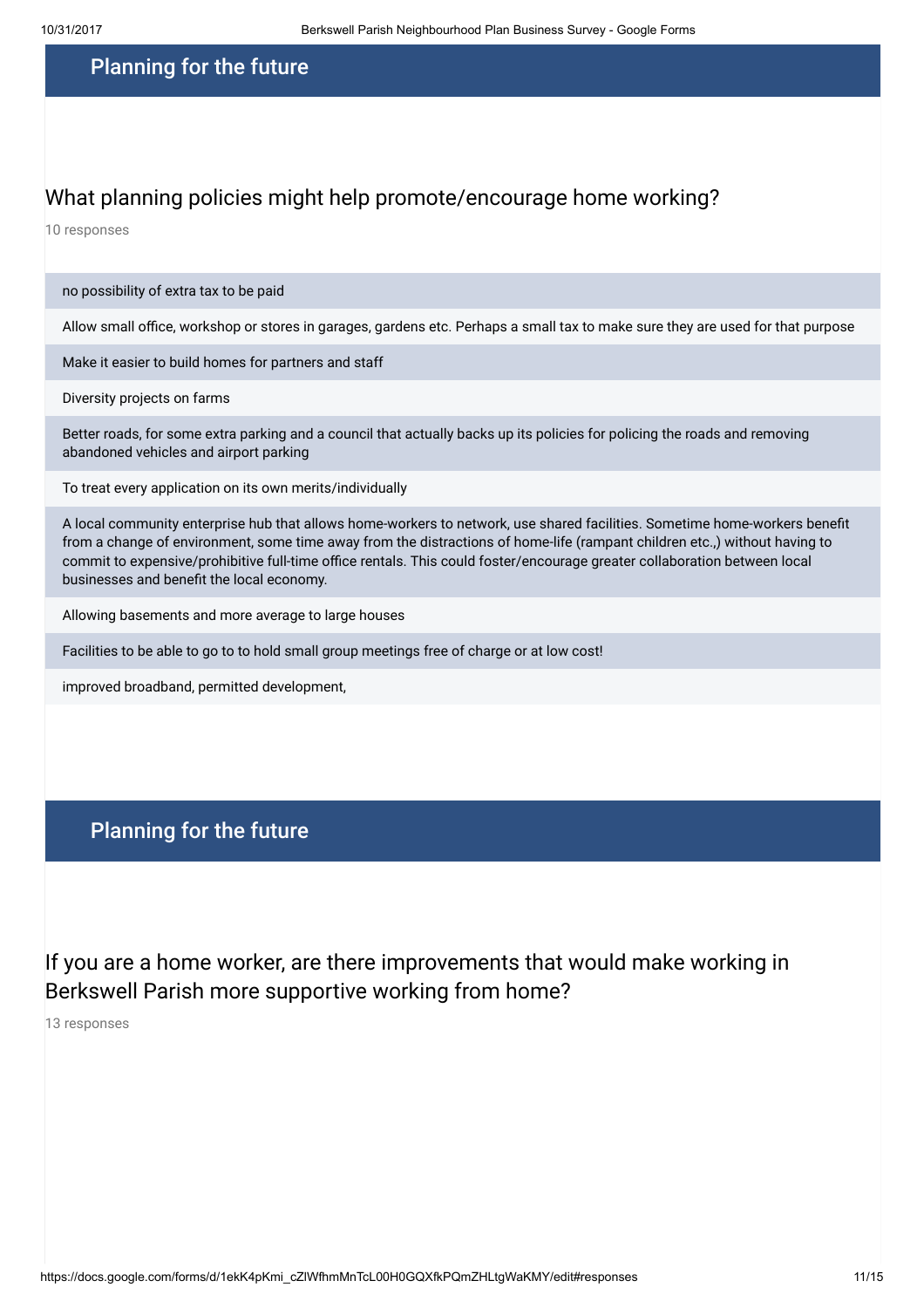## Planning for the future

### What planning policies might help promote/encourage home working?

10 responses

- no possibility of extra tax to be paid
- Allow small office, workshop or stores in garages, gardens etc. Perhaps a small tax to make sure they are used for that purpose
- Make it easier to build homes for partners and staff
- Diversity projects on farms
- Better roads, for some extra parking and a council that actually backs up its policies for policing the roads and removing abandoned vehicles and airport parking
- To treat every application on its own merits/individually
- A local community enterprise hub that allows home-workers to network, use shared facilities. Sometime home-workers benefit from a change of environment, some time away from the distractions of home-life (rampant children etc.,) without having to commit to expensive/prohibitive full-time office rentals. This could foster/encourage greater collaboration between local businesses and benefit the local economy.
- Allowing basements and more average to large houses
- Facilities to be able to go to to hold small group meetings free of charge or at low cost!
- improved broadband, permitted development,

## Planning for the future

### If you are a home worker, are there improvements that would make working in Berkswell Parish more supportive working from home?

13 responses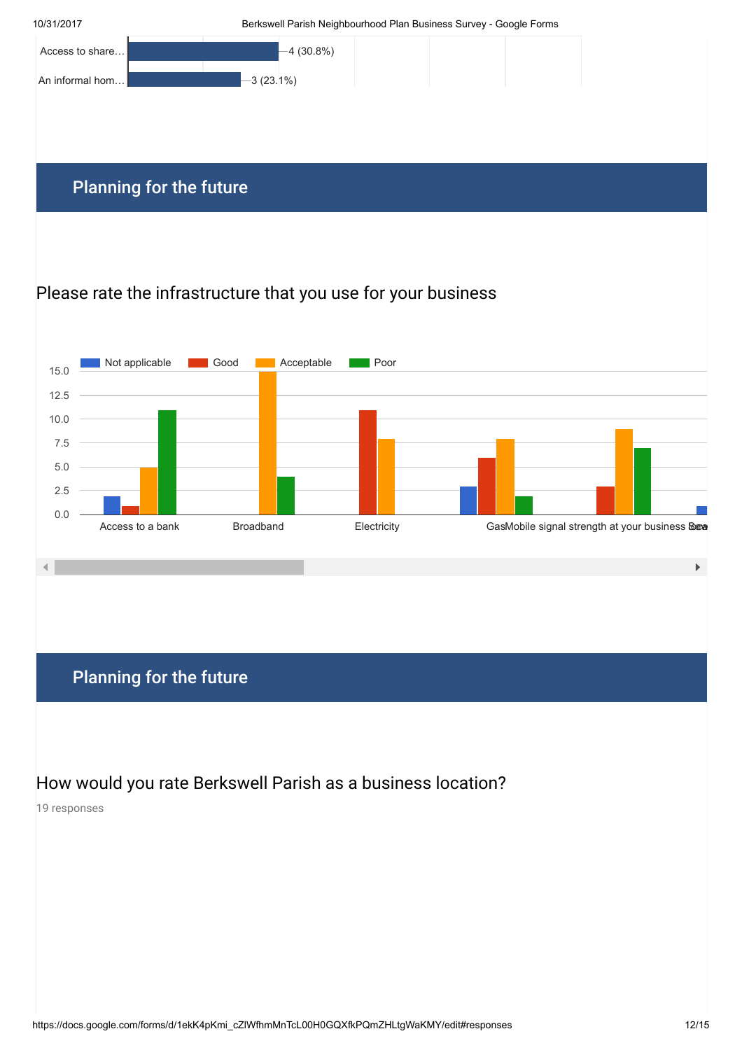| | |
|---|---|
| Access to share… | 4 (30.8%) |
| An informal hom… | 3 (23.1%) |

## Planning for the future

### Please rate the infrastructure that you use for your business

| | Not applicable | Good | Acceptable | Poor |
|---|---|---|---|---|
| Access to a bank | 2 | 1 | 5 | 11 |
| Broadband | | | 15 | 4 |
| Electricity | | 11 | 8 | |
| Gas | 3 | 6 | 8 | 2 |
| Mobile signal strength at your business | | 3 | 9 | 7 |

## Planning for the future

### How would you rate Berkswell Parish as a business location?

19 responses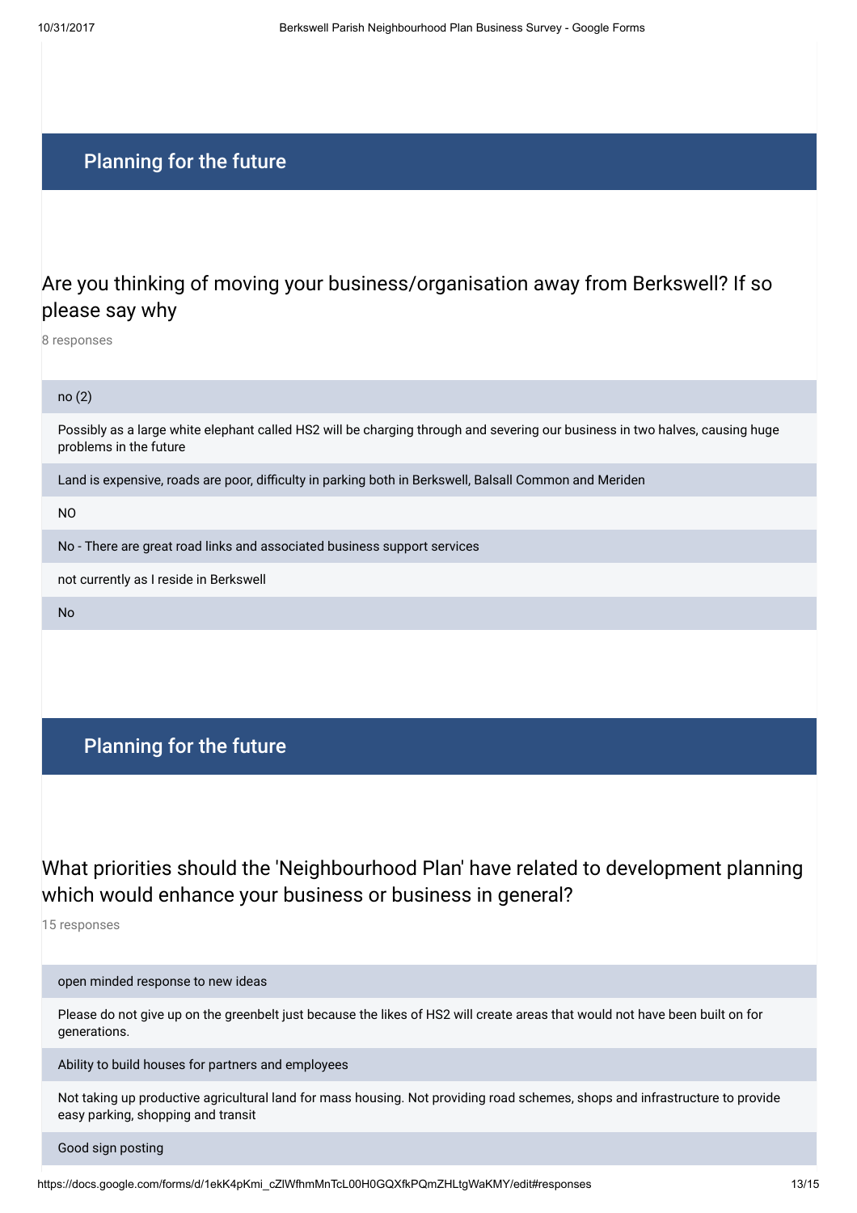## Planning for the future

### Are you thinking of moving your business/organisation away from Berkswell? If so please say why

8 responses

- no (2)
- Possibly as a large white elephant called HS2 will be charging through and severing our business in two halves, causing huge problems in the future
- Land is expensive, roads are poor, difficulty in parking both in Berkswell, Balsall Common and Meriden
- NO
- No - There are great road links and associated business support services
- not currently as I reside in Berkswell
- No

## Planning for the future

### What priorities should the 'Neighbourhood Plan' have related to development planning which would enhance your business or business in general?

15 responses

- open minded response to new ideas
- Please do not give up on the greenbelt just because the likes of HS2 will create areas that would not have been built on for generations.
- Ability to build houses for partners and employees
- Not taking up productive agricultural land for mass housing. Not providing road schemes, shops and infrastructure to provide easy parking, shopping and transit
- Good sign posting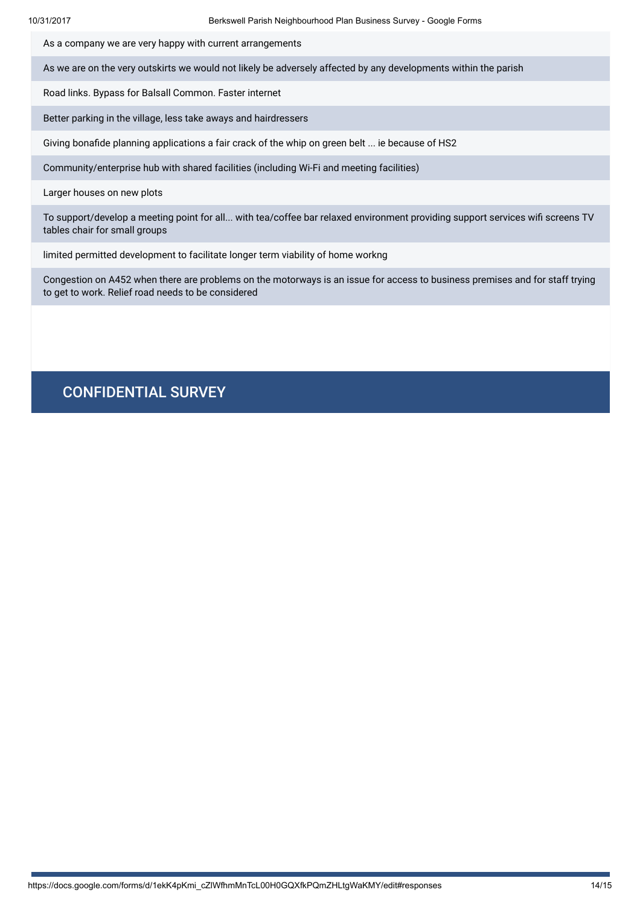As a company we are very happy with current arrangements

As we are on the very outskirts we would not likely be adversely affected by any developments within the parish

Road links. Bypass for Balsall Common. Faster internet

Better parking in the village, less take aways and hairdressers

Giving bonafide planning applications a fair crack of the whip on green belt ... ie because of HS2

Community/enterprise hub with shared facilities (including Wi-Fi and meeting facilities)

Larger houses on new plots

To support/develop a meeting point for all... with tea/coffee bar relaxed environment providing support services wifi screens TV tables chair for small groups

limited permitted development to facilitate longer term viability of home workng

Congestion on A452 when there are problems on the motorways is an issue for access to business premises and for staff trying to get to work. Relief road needs to be considered

## CONFIDENTIAL SURVEY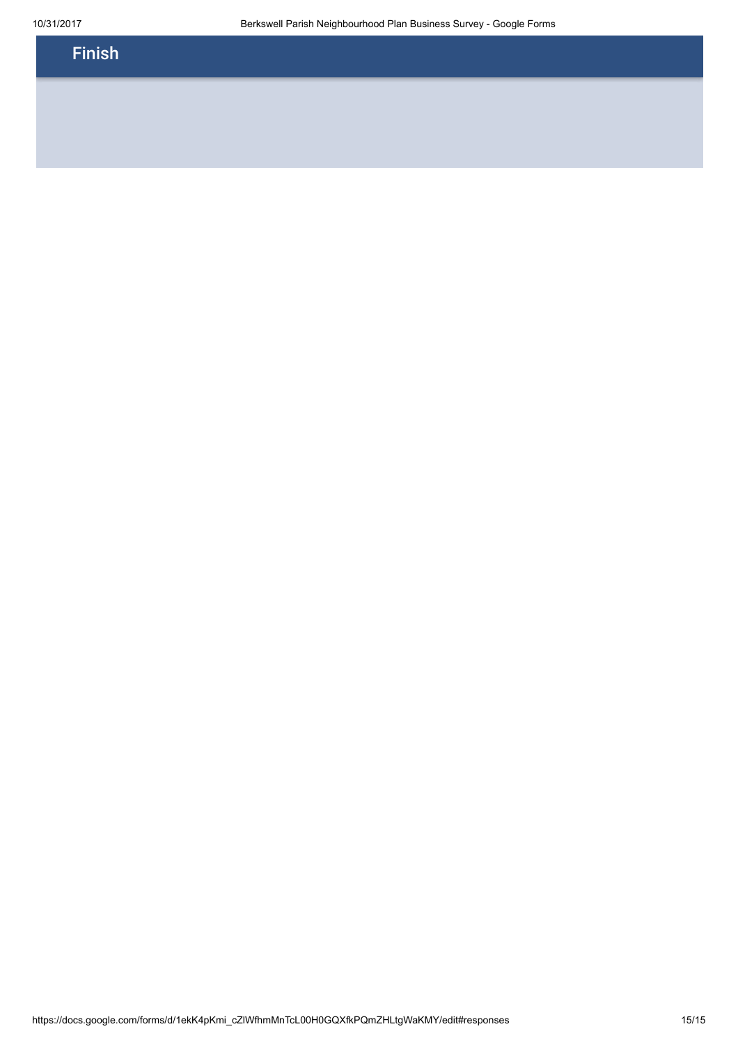# Finish